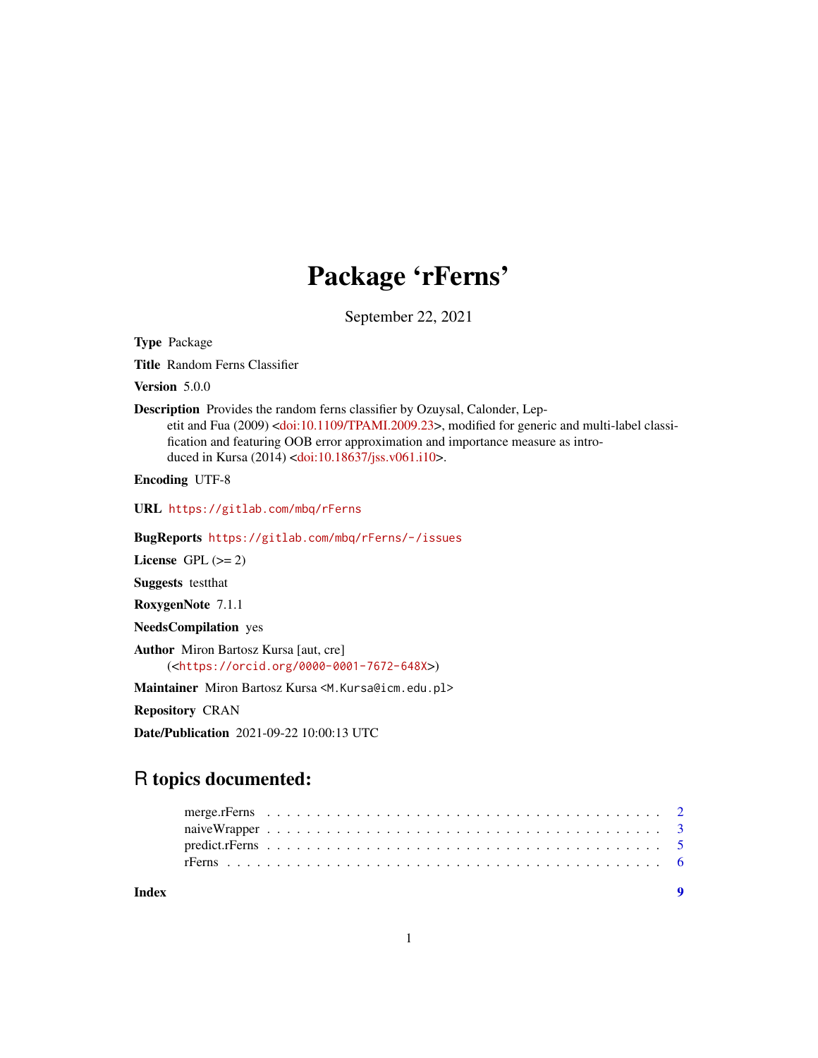# Package 'rFerns'

September 22, 2021

**Type** Package

**Title** Random Ferns Classifier

**Version** 5.0.0

**Description** Provides the random ferns classifier by Ozuysal, Calonder, Lepetit and Fua (2009) <doi:10.1109/TPAMI.2009.23>, modified for generic and multi-label classification and featuring OOB error approximation and importance measure as introduced in Kursa (2014) <doi:10.18637/jss.v061.i10>.

**Encoding** UTF-8

**URL** https://gitlab.com/mbq/rFerns

**BugReports** https://gitlab.com/mbq/rFerns/-/issues

**License** GPL (>= 2)

**Suggests** testthat

**RoxygenNote** 7.1.1

**NeedsCompilation** yes

**Author** Miron Bartosz Kursa [aut, cre] (<https://orcid.org/0000-0001-7672-648X>)

**Maintainer** Miron Bartosz Kursa <M.Kursa@icm.edu.pl>

**Repository** CRAN

**Date/Publication** 2021-09-22 10:00:13 UTC

## R topics documented:

merge.rFerns . . . . . . . . . . . . . . . . . . . . . . . . . . . . . . . . . . . . . . . . 2
naiveWrapper . . . . . . . . . . . . . . . . . . . . . . . . . . . . . . . . . . . . . . . 3
predict.rFerns . . . . . . . . . . . . . . . . . . . . . . . . . . . . . . . . . . . . . . . 5
rFerns . . . . . . . . . . . . . . . . . . . . . . . . . . . . . . . . . . . . . . . . . . . 6

**Index** **9**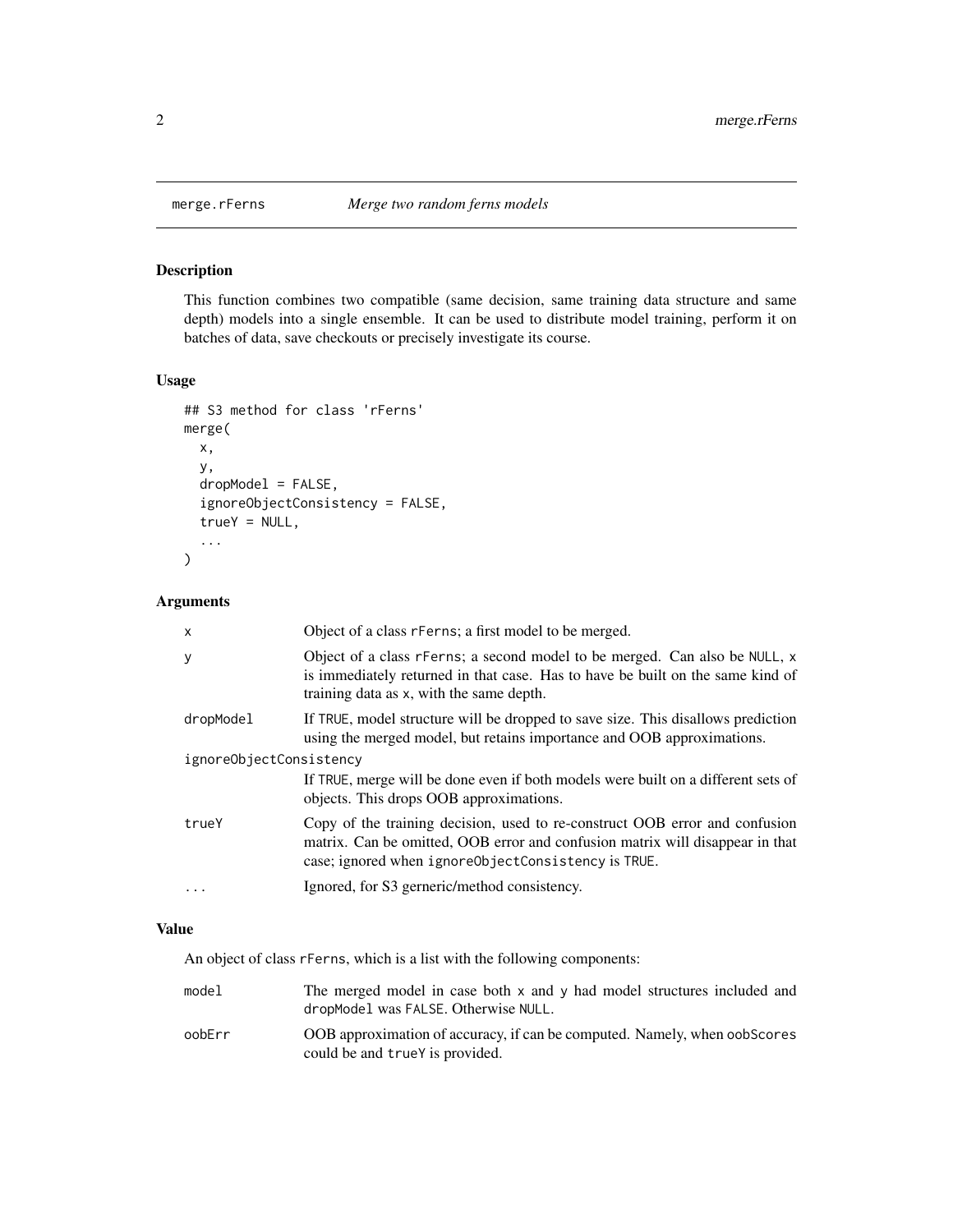# merge.rFerns — *Merge two random ferns models*

## Description

This function combines two compatible (same decision, same training data structure and same depth) models into a single ensemble. It can be used to distribute model training, perform it on batches of data, save checkouts or precisely investigate its course.

## Usage

```
## S3 method for class 'rFerns'
merge(
  x,
  y,
  dropModel = FALSE,
  ignoreObjectConsistency = FALSE,
  trueY = NULL,
  ...
)
```

## Arguments

| Argument | Description |
|---|---|
| `x` | Object of a class `rFerns`; a first model to be merged. |
| `y` | Object of a class `rFerns`; a second model to be merged. Can also be `NULL`, `x` is immediately returned in that case. Has to have be built on the same kind of training data as `x`, with the same depth. |
| `dropModel` | If `TRUE`, model structure will be dropped to save size. This disallows prediction using the merged model, but retains importance and OOB approximations. |
| `ignoreObjectConsistency` | If `TRUE`, merge will be done even if both models were built on a different sets of objects. This drops OOB approximations. |
| `trueY` | Copy of the training decision, used to re-construct OOB error and confusion matrix. Can be omitted, OOB error and confusion matrix will disappear in that case; ignored when `ignoreObjectConsistency` is `TRUE`. |
| `...` | Ignored, for S3 gerneric/method consistency. |

## Value

An object of class `rFerns`, which is a list with the following components:

| Component | Description |
|---|---|
| `model` | The merged model in case both `x` and `y` had model structures included and `dropModel` was `FALSE`. Otherwise `NULL`. |
| `oobErr` | OOB approximation of accuracy, if can be computed. Namely, when `oobScores` could be and `trueY` is provided. |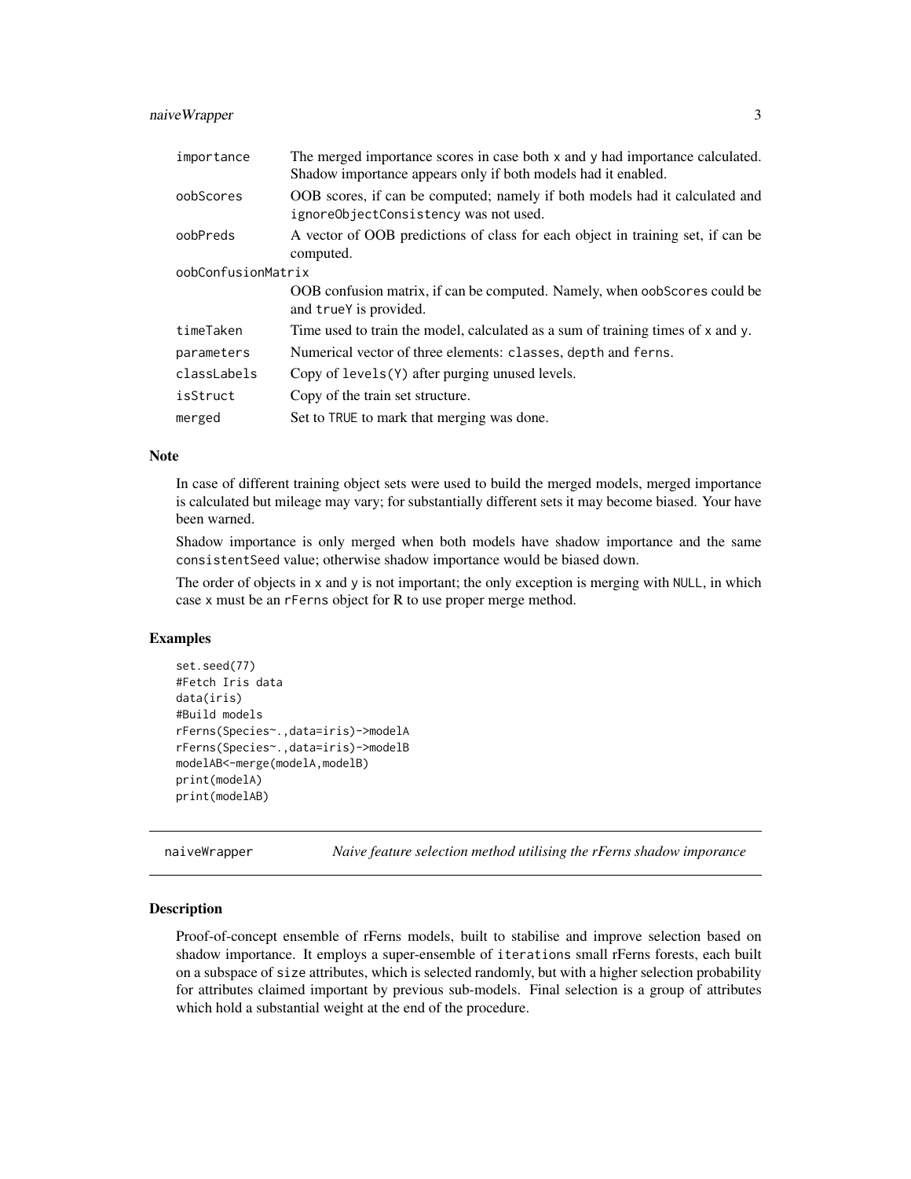| | |
|---|---|
| `importance` | The merged importance scores in case both `x` and `y` had importance calculated. Shadow importance appears only if both models had it enabled. |
| `oobScores` | OOB scores, if can be computed; namely if both models had it calculated and `ignoreObjectConsistency` was not used. |
| `oobPreds` | A vector of OOB predictions of class for each object in training set, if can be computed. |
| `oobConfusionMatrix` | OOB confusion matrix, if can be computed. Namely, when `oobScores` could be and `trueY` is provided. |
| `timeTaken` | Time used to train the model, calculated as a sum of training times of `x` and `y`. |
| `parameters` | Numerical vector of three elements: `classes`, `depth` and `ferns`. |
| `classLabels` | Copy of `levels(Y)` after purging unused levels. |
| `isStruct` | Copy of the train set structure. |
| `merged` | Set to `TRUE` to mark that merging was done. |

### Note

In case of different training object sets were used to build the merged models, merged importance is calculated but mileage may vary; for substantially different sets it may become biased. Your have been warned.

Shadow importance is only merged when both models have shadow importance and the same `consistentSeed` value; otherwise shadow importance would be biased down.

The order of objects in `x` and `y` is not important; the only exception is merging with `NULL`, in which case `x` must be an `rFerns` object for R to use proper merge method.

### Examples

```
set.seed(77)
#Fetch Iris data
data(iris)
#Build models
rFerns(Species~.,data=iris)->modelA
rFerns(Species~.,data=iris)->modelB
modelAB<-merge(modelA,modelB)
print(modelA)
print(modelAB)
```

---

## naiveWrapper — *Naive feature selection method utilising the rFerns shadow imporance*

### Description

Proof-of-concept ensemble of rFerns models, built to stabilise and improve selection based on shadow importance. It employs a super-ensemble of `iterations` small rFerns forests, each built on a subspace of `size` attributes, which is selected randomly, but with a higher selection probability for attributes claimed important by previous sub-models. Final selection is a group of attributes which hold a substantial weight at the end of the procedure.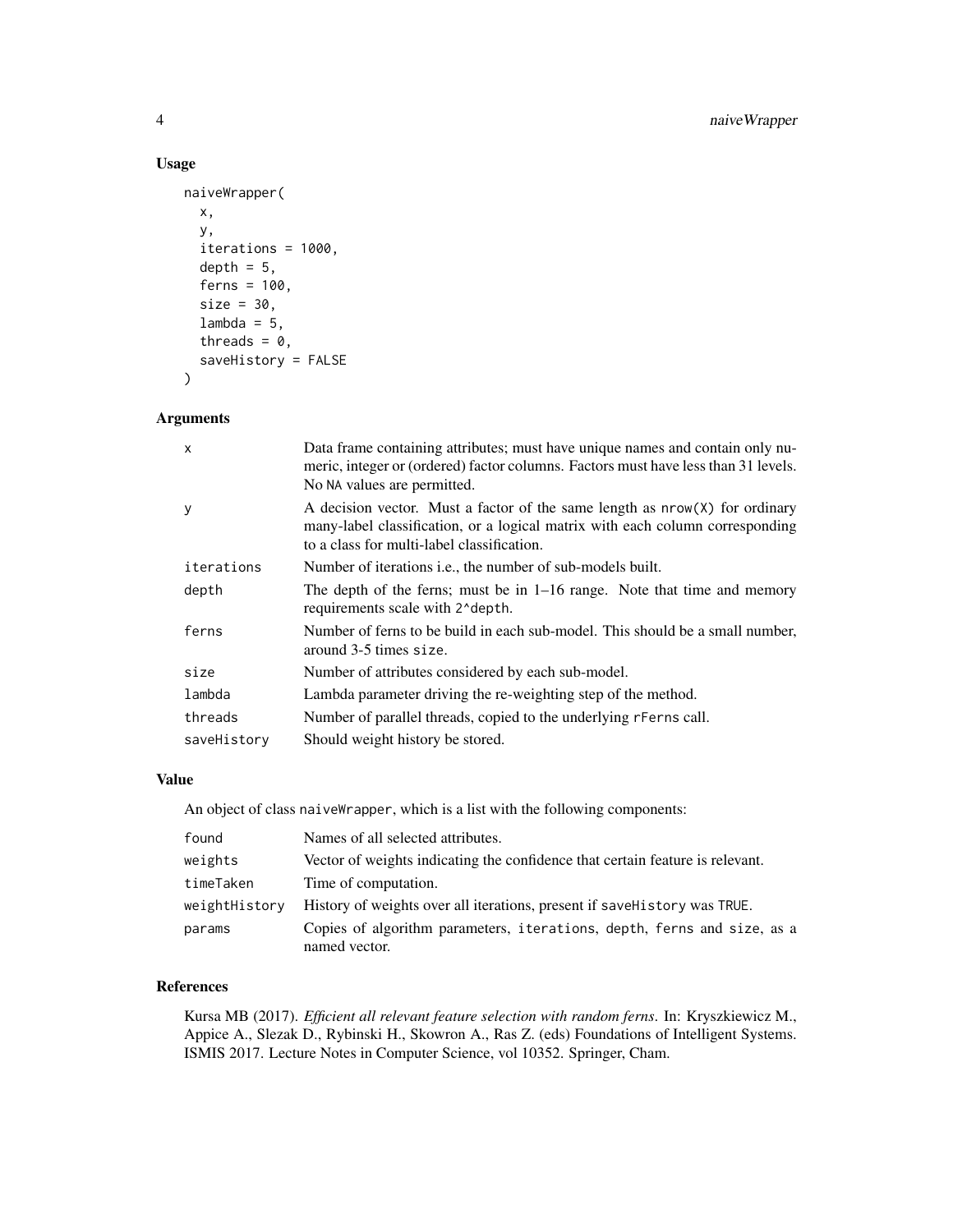## Usage

```
naiveWrapper(
  x,
  y,
  iterations = 1000,
  depth = 5,
  ferns = 100,
  size = 30,
  lambda = 5,
  threads = 0,
  saveHistory = FALSE
)
```

## Arguments

| | |
|---|---|
| `x` | Data frame containing attributes; must have unique names and contain only numeric, integer or (ordered) factor columns. Factors must have less than 31 levels. No `NA` values are permitted. |
| `y` | A decision vector. Must a factor of the same length as `nrow(X)` for ordinary many-label classification, or a logical matrix with each column corresponding to a class for multi-label classification. |
| `iterations` | Number of iterations i.e., the number of sub-models built. |
| `depth` | The depth of the ferns; must be in 1–16 range. Note that time and memory requirements scale with `2^depth`. |
| `ferns` | Number of ferns to be build in each sub-model. This should be a small number, around 3-5 times `size`. |
| `size` | Number of attributes considered by each sub-model. |
| `lambda` | Lambda parameter driving the re-weighting step of the method. |
| `threads` | Number of parallel threads, copied to the underlying `rFerns` call. |
| `saveHistory` | Should weight history be stored. |

## Value

An object of class `naiveWrapper`, which is a list with the following components:

| | |
|---|---|
| `found` | Names of all selected attributes. |
| `weights` | Vector of weights indicating the confidence that certain feature is relevant. |
| `timeTaken` | Time of computation. |
| `weightHistory` | History of weights over all iterations, present if `saveHistory` was `TRUE`. |
| `params` | Copies of algorithm parameters, `iterations`, `depth`, `ferns` and `size`, as a named vector. |

## References

Kursa MB (2017). *Efficient all relevant feature selection with random ferns*. In: Kryszkiewicz M., Appice A., Slezak D., Rybinski H., Skowron A., Ras Z. (eds) Foundations of Intelligent Systems. ISMIS 2017. Lecture Notes in Computer Science, vol 10352. Springer, Cham.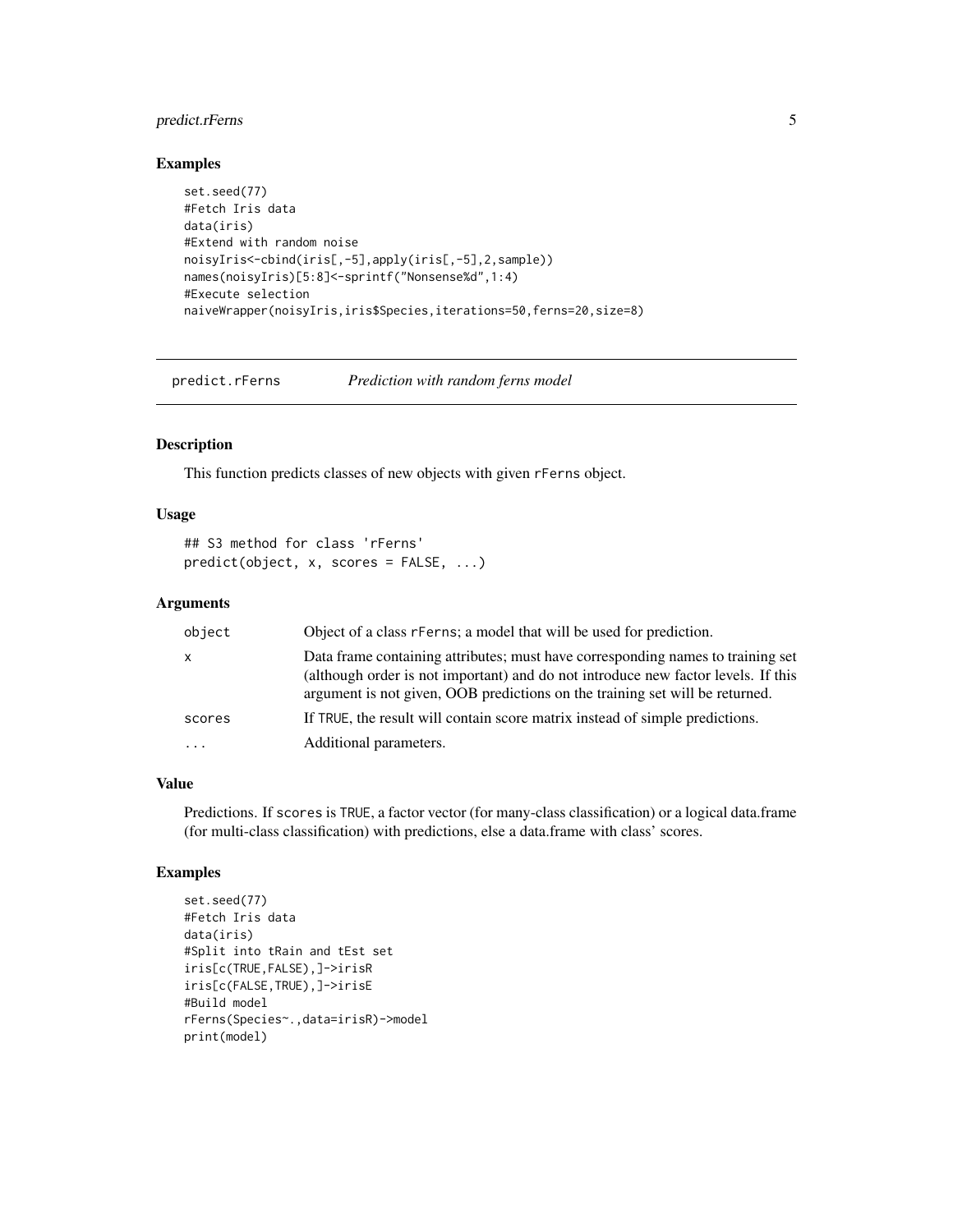### Examples

```
set.seed(77)
#Fetch Iris data
data(iris)
#Extend with random noise
noisyIris<-cbind(iris[,-5],apply(iris[,-5],2,sample))
names(noisyIris)[5:8]<-sprintf("Nonsense%d",1:4)
#Execute selection
naiveWrapper(noisyIris,iris$Species,iterations=50,ferns=20,size=8)
```

---

## predict.rFerns — *Prediction with random ferns model*

---

### Description

This function predicts classes of new objects with given `rFerns` object.

### Usage

```
## S3 method for class 'rFerns'
predict(object, x, scores = FALSE, ...)
```

### Arguments

| | |
|---|---|
| `object` | Object of a class `rFerns`; a model that will be used for prediction. |
| `x` | Data frame containing attributes; must have corresponding names to training set (although order is not important) and do not introduce new factor levels. If this argument is not given, OOB predictions on the training set will be returned. |
| `scores` | If `TRUE`, the result will contain score matrix instead of simple predictions. |
| `...` | Additional parameters. |

### Value

Predictions. If `scores` is `TRUE`, a factor vector (for many-class classification) or a logical data.frame (for multi-class classification) with predictions, else a data.frame with class' scores.

### Examples

```
set.seed(77)
#Fetch Iris data
data(iris)
#Split into tRain and tEst set
iris[c(TRUE,FALSE),]->irisR
iris[c(FALSE,TRUE),]->irisE
#Build model
rFerns(Species~.,data=irisR)->model
print(model)
```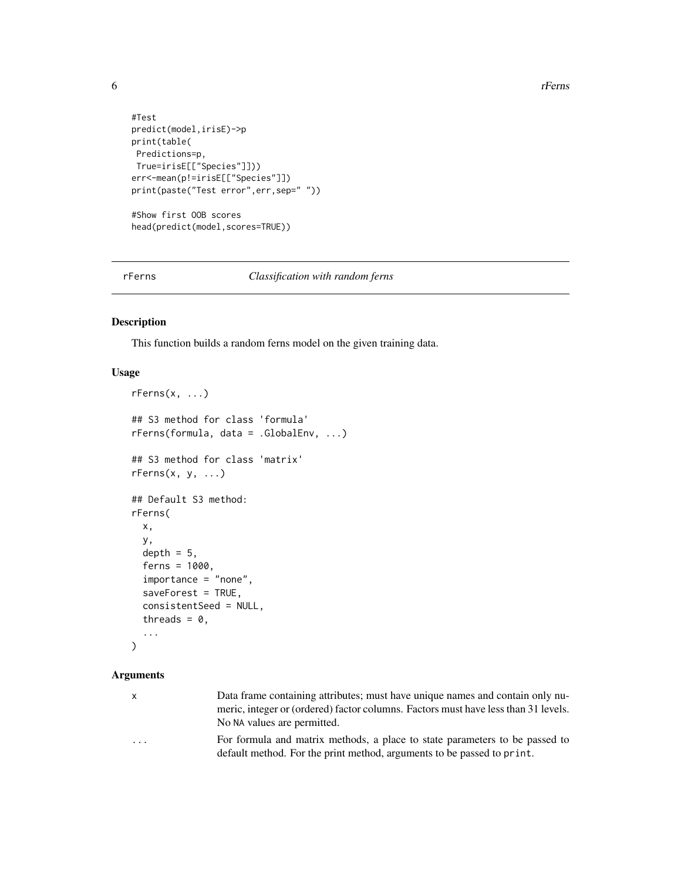```
#Test
predict(model,irisE)->p
print(table(
 Predictions=p,
 True=irisE[["Species"]]))
err<-mean(p!=irisE[["Species"]])
print(paste("Test error",err,sep=" "))

#Show first OOB scores
head(predict(model,scores=TRUE))
```

---

## rFerns — *Classification with random ferns*

---

### Description

This function builds a random ferns model on the given training data.

### Usage

```
rFerns(x, ...)

## S3 method for class 'formula'
rFerns(formula, data = .GlobalEnv, ...)

## S3 method for class 'matrix'
rFerns(x, y, ...)

## Default S3 method:
rFerns(
  x,
  y,
  depth = 5,
  ferns = 1000,
  importance = "none",
  saveForest = TRUE,
  consistentSeed = NULL,
  threads = 0,
  ...
)
```

### Arguments

| | |
|---|---|
| `x` | Data frame containing attributes; must have unique names and contain only numeric, integer or (ordered) factor columns. Factors must have less than 31 levels. No `NA` values are permitted. |
| `...` | For formula and matrix methods, a place to state parameters to be passed to default method. For the print method, arguments to be passed to `print`. |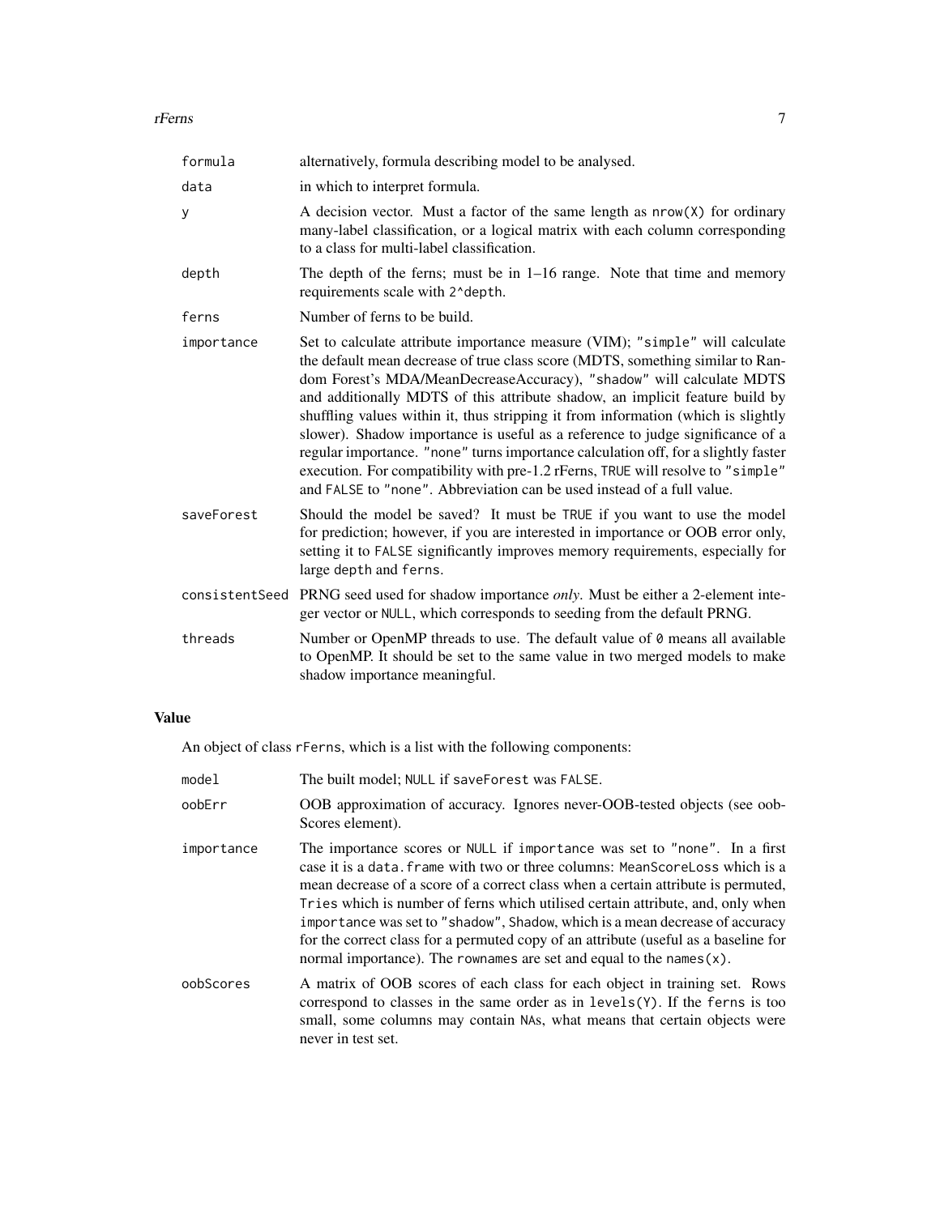| | |
|---|---|
| `formula` | alternatively, formula describing model to be analysed. |
| `data` | in which to interpret formula. |
| `y` | A decision vector. Must a factor of the same length as `nrow(X)` for ordinary many-label classification, or a logical matrix with each column corresponding to a class for multi-label classification. |
| `depth` | The depth of the ferns; must be in 1–16 range. Note that time and memory requirements scale with `2^depth`. |
| `ferns` | Number of ferns to be build. |
| `importance` | Set to calculate attribute importance measure (VIM); `"simple"` will calculate the default mean decrease of true class score (MDTS, something similar to Random Forest's MDA/MeanDecreaseAccuracy), `"shadow"` will calculate MDTS and additionally MDTS of this attribute shadow, an implicit feature build by shuffling values within it, thus stripping it from information (which is slightly slower). Shadow importance is useful as a reference to judge significance of a regular importance. `"none"` turns importance calculation off, for a slightly faster execution. For compatibility with pre-1.2 rFerns, `TRUE` will resolve to `"simple"` and `FALSE` to `"none"`. Abbreviation can be used instead of a full value. |
| `saveForest` | Should the model be saved? It must be `TRUE` if you want to use the model for prediction; however, if you are interested in importance or OOB error only, setting it to `FALSE` significantly improves memory requirements, especially for large `depth` and `ferns`. |
| `consistentSeed` | PRNG seed used for shadow importance *only*. Must be either a 2-element integer vector or `NULL`, which corresponds to seeding from the default PRNG. |
| `threads` | Number or OpenMP threads to use. The default value of `0` means all available to OpenMP. It should be set to the same value in two merged models to make shadow importance meaningful. |

## Value

An object of class `rFerns`, which is a list with the following components:

| | |
|---|---|
| `model` | The built model; `NULL` if `saveForest` was `FALSE`. |
| `oobErr` | OOB approximation of accuracy. Ignores never-OOB-tested objects (see oobScores element). |
| `importance` | The importance scores or `NULL` if `importance` was set to `"none"`. In a first case it is a `data.frame` with two or three columns: `MeanScoreLoss` which is a mean decrease of a score of a correct class when a certain attribute is permuted, `Tries` which is number of ferns which utilised certain attribute, and, only when `importance` was set to `"shadow"`, `Shadow`, which is a mean decrease of accuracy for the correct class for a permuted copy of an attribute (useful as a baseline for normal importance). The `rownames` are set and equal to the `names(x)`. |
| `oobScores` | A matrix of OOB scores of each class for each object in training set. Rows correspond to classes in the same order as in `levels(Y)`. If the `ferns` is too small, some columns may contain `NA`s, what means that certain objects were never in test set. |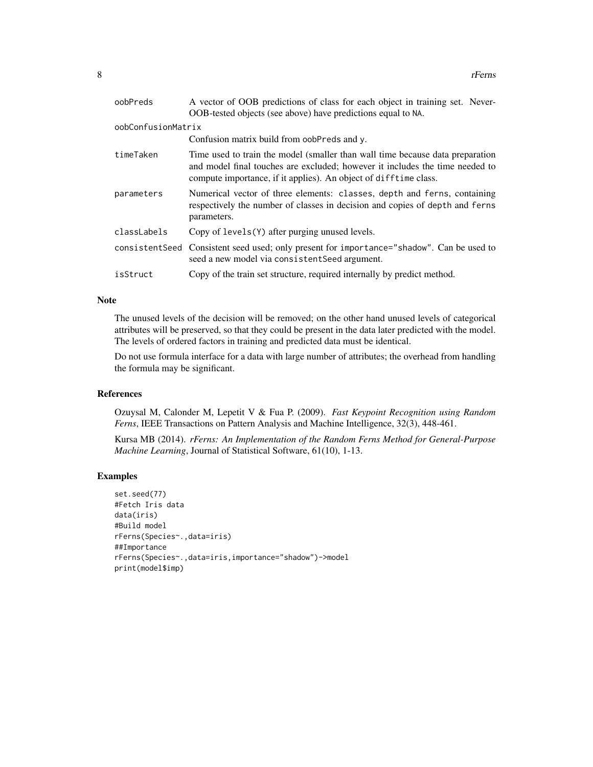| | |
|---|---|
| oobPreds | A vector of OOB predictions of class for each object in training set. Never-OOB-tested objects (see above) have predictions equal to NA. |
| oobConfusionMatrix | Confusion matrix build from oobPreds and y. |
| timeTaken | Time used to train the model (smaller than wall time because data preparation and model final touches are excluded; however it includes the time needed to compute importance, if it applies). An object of difftime class. |
| parameters | Numerical vector of three elements: classes, depth and ferns, containing respectively the number of classes in decision and copies of depth and ferns parameters. |
| classLabels | Copy of levels(Y) after purging unused levels. |
| consistentSeed | Consistent seed used; only present for importance="shadow". Can be used to seed a new model via consistentSeed argument. |
| isStruct | Copy of the train set structure, required internally by predict method. |

## Note

The unused levels of the decision will be removed; on the other hand unused levels of categorical attributes will be preserved, so that they could be present in the data later predicted with the model. The levels of ordered factors in training and predicted data must be identical.

Do not use formula interface for a data with large number of attributes; the overhead from handling the formula may be significant.

## References

Ozuysal M, Calonder M, Lepetit V & Fua P. (2009). *Fast Keypoint Recognition using Random Ferns*, IEEE Transactions on Pattern Analysis and Machine Intelligence, 32(3), 448-461.

Kursa MB (2014). *rFerns: An Implementation of the Random Ferns Method for General-Purpose Machine Learning*, Journal of Statistical Software, 61(10), 1-13.

## Examples

```
set.seed(77)
#Fetch Iris data
data(iris)
#Build model
rFerns(Species~.,data=iris)
##Importance
rFerns(Species~.,data=iris,importance="shadow")->model
print(model$imp)
```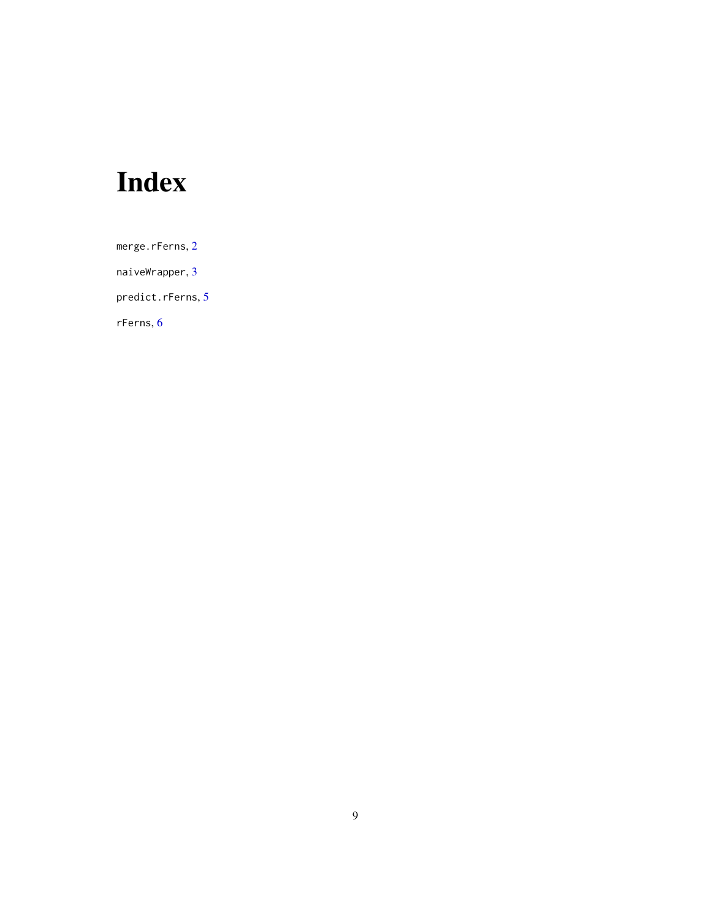# Index

merge.rFerns, 2

naiveWrapper, 3

predict.rFerns, 5

rFerns, 6